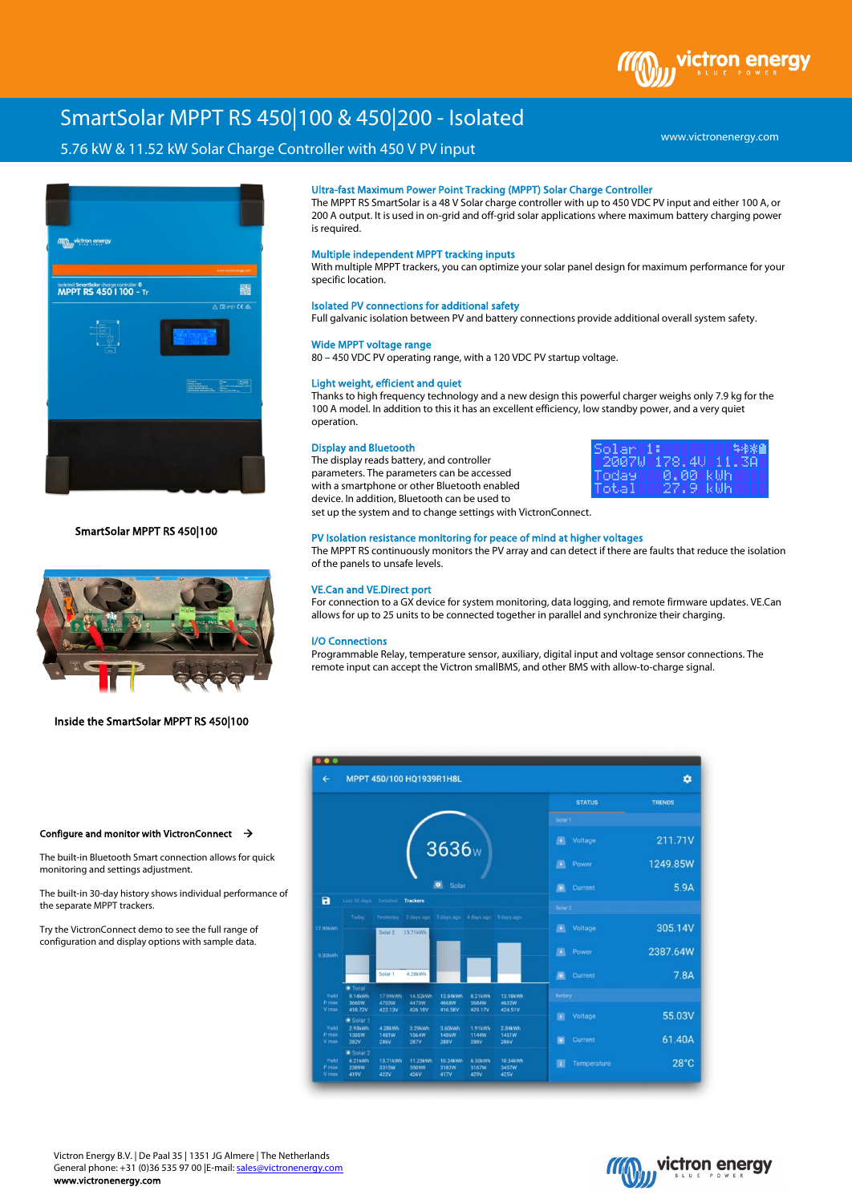# SmartSolar MPPT RS 450|100 & 450|200 - Isolated

## 5.76 kW & 11.52 kW Solar Charge Controller with 450 V PV input

www.victronenergy.com

SmartSolar MPPT RS 450|100

Inside the SmartSolar MPPT RS 450|100

### Ultra-fast Maximum Power Point Tracking (MPPT) Solar Charge Controller

The MPPT RS SmartSolar is a 48 V Solar charge controller with up to 450 VDC PV input and either 100 A, or 200 A output. It is used in on-grid and off-grid solar applications where maximum battery charging power is required.

### Multiple independent MPPT tracking inputs

With multiple MPPT trackers, you can optimize your solar panel design for maximum performance for your specific location.

### Isolated PV connections for additional safety

Full galvanic isolation between PV and battery connections provide additional overall system safety.

### Wide MPPT voltage range

80 – 450 VDC PV operating range, with a 120 VDC PV startup voltage.

### Light weight, efficient and quiet

Thanks to high frequency technology and a new design this powerful charger weighs only 7.9 kg for the 100 A model. In addition to this it has an excellent efficiency, low standby power, and a very quiet operation.

### Display and Bluetooth

The display reads battery, and controller parameters. The parameters can be accessed with a smartphone or other Bluetooth enabled device. In addition, Bluetooth can be used to set up the system and to change settings with VictronConnect.

### PV Isolation resistance monitoring for peace of mind at higher voltages

The MPPT RS continuously monitors the PV array and can detect if there are faults that reduce the isolation of the panels to unsafe levels.

### VE.Can and VE.Direct port

For connection to a GX device for system monitoring, data logging, and remote firmware updates. VE.Can allows for up to 25 units to be connected together in parallel and synchronize their charging.

### I/O Connections

Programmable Relay, temperature sensor, auxiliary, digital input and voltage sensor connections. The remote input can accept the Victron smallBMS, and other BMS with allow-to-charge signal.

**Configure and monitor with VictronConnect →**

The built-in Bluetooth Smart connection allows for quick monitoring and settings adjustment.

The built-in 30-day history shows individual performance of the separate MPPT trackers.

Try the VictronConnect demo to see the full range of configuration and display options with sample data.

Victron Energy B.V. | De Paal 35 | 1351 JG Almere | The Netherlands
General phone: +31 (0)36 535 97 00 | E-mail: sales@victronenergy.com
**www.victronenergy.com**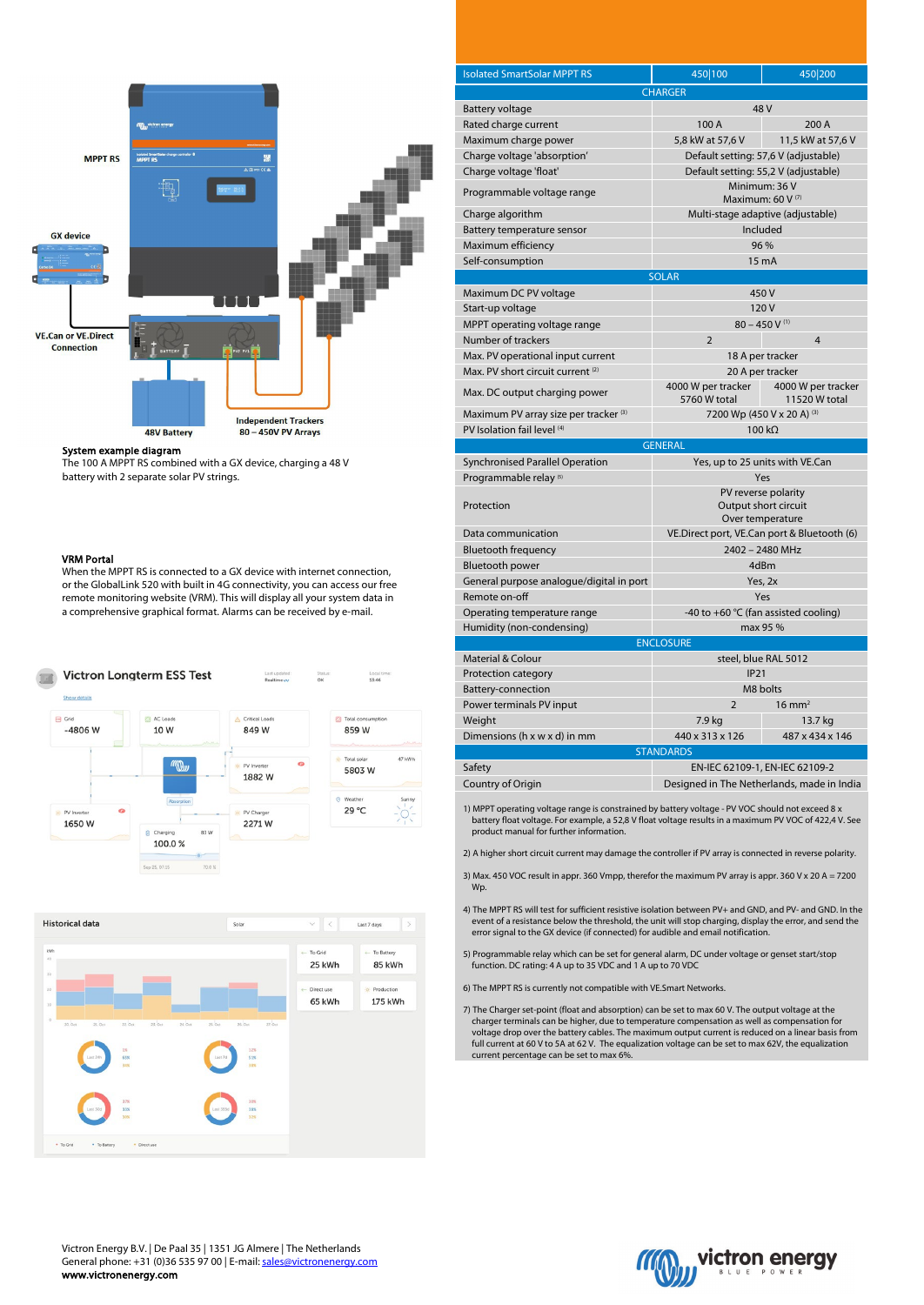MPPT RS

GX device

VE.Can or VE.Direct Connection

48V Battery

Independent Trackers
80 – 450V PV Arrays

**System example diagram**
The 100 A MPPT RS combined with a GX device, charging a 48 V battery with 2 separate solar PV strings.

**VRM Portal**
When the MPPT RS is connected to a GX device with internet connection, or the GlobalLink 520 with built in 4G connectivity, you can access our free remote monitoring website (VRM). This will display all your system data in a comprehensive graphical format. Alarms can be received by e-mail.

Victron Longterm ESS Test

Historical data

| Isolated SmartSolar MPPT RS | 450\|100 | 450\|200 |
|---|---|---|
| **CHARGER** | | |
| Battery voltage | 48 V | |
| Rated charge current | 100 A | 200 A |
| Maximum charge power | 5,8 kW at 57,6 V | 11,5 kW at 57,6 V |
| Charge voltage 'absorption' | Default setting: 57,6 V (adjustable) | |
| Charge voltage 'float' | Default setting: 55,2 V (adjustable) | |
| Programmable voltage range | Minimum: 36 V<br>Maximum: 60 V (7) | |
| Charge algorithm | Multi-stage adaptive (adjustable) | |
| Battery temperature sensor | Included | |
| Maximum efficiency | 96 % | |
| Self-consumption | 15 mA | |
| **SOLAR** | | |
| Maximum DC PV voltage | 450 V | |
| Start-up voltage | 120 V | |
| MPPT operating voltage range | 80 – 450 V (1) | |
| Number of trackers | 2 | 4 |
| Max. PV operational input current | 18 A per tracker | |
| Max. PV short circuit current (2) | 20 A per tracker | |
| Max. DC output charging power | 4000 W per tracker<br>5760 W total | 4000 W per tracker<br>11520 W total |
| Maximum PV array size per tracker (3) | 7200 Wp (450 V x 20 A) (3) | |
| PV Isolation fail level (4) | 100 kΩ | |
| **GENERAL** | | |
| Synchronised Parallel Operation | Yes, up to 25 units with VE.Can | |
| Programmable relay (5) | Yes | |
| Protection | PV reverse polarity<br>Output short circuit<br>Over temperature | |
| Data communication | VE.Direct port, VE.Can port & Bluetooth (6) | |
| Bluetooth frequency | 2402 – 2480 MHz | |
| Bluetooth power | 4dBm | |
| General purpose analogue/digital in port | Yes, 2x | |
| Remote on-off | Yes | |
| Operating temperature range | -40 to +60 °C (fan assisted cooling) | |
| Humidity (non-condensing) | max 95 % | |
| **ENCLOSURE** | | |
| Material & Colour | steel, blue RAL 5012 | |
| Protection category | IP21 | |
| Battery-connection | M8 bolts | |
| Power terminals PV input | 2 | 16 mm² |
| Weight | 7.9 kg | 13.7 kg |
| Dimensions (h x w x d) in mm | 440 x 313 x 126 | 487 x 434 x 146 |
| **STANDARDS** | | |
| Safety | EN-IEC 62109-1, EN-IEC 62109-2 | |
| Country of Origin | Designed in The Netherlands, made in India | |

1) MPPT operating voltage range is constrained by battery voltage - PV VOC should not exceed 8 x battery float voltage. For example, a 52,8 V float voltage results in a maximum PV VOC of 422,4 V. See product manual for further information.

2) A higher short circuit current may damage the controller if PV array is connected in reverse polarity.

3) Max. 450 VOC result in appr. 360 Vmpp, therefor the maximum PV array is appr. 360 V x 20 A = 7200 Wp.

4) The MPPT RS will test for sufficient resistive isolation between PV+ and GND, and PV- and GND. In the event of a resistance below the threshold, the unit will stop charging, display the error, and send the error signal to the GX device (if connected) for audible and email notification.

5) Programmable relay which can be set for general alarm, DC under voltage or genset start/stop function. DC rating: 4 A up to 35 VDC and 1 A up to 70 VDC

6) The MPPT RS is currently not compatible with VE.Smart Networks.

7) The Charger set-point (float and absorption) can be set to max 60 V. The output voltage at the charger terminals can be higher, due to temperature compensation as well as compensation for voltage drop over the battery cables. The maximum output current is reduced on a linear basis from full current at 60 V to 5A at 62 V. The equalization voltage can be set to max 62V, the equalization current percentage can be set to max 6%.

Victron Energy B.V. | De Paal 35 | 1351 JG Almere | The Netherlands
General phone: +31 (0)36 535 97 00 | E-mail: sales@victronenergy.com
**www.victronenergy.com**